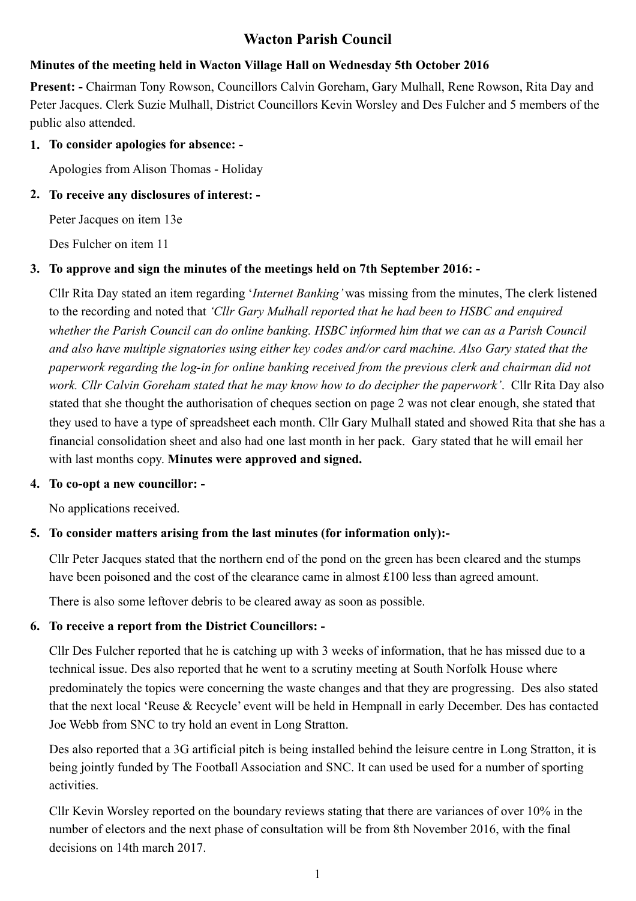# Wacton Parish Council

**Minutes of the meeting held in Wacton Village Hall on Wednesday 5th October 2016**

**Present: -** Chairman Tony Rowson, Councillors Calvin Goreham, Gary Mulhall, Rene Rowson, Rita Day and Peter Jacques. Clerk Suzie Mulhall, District Councillors Kevin Worsley and Des Fulcher and 5 members of the public also attended.

1. **To consider apologies for absence: -**

   Apologies from Alison Thomas - Holiday

2. **To receive any disclosures of interest: -**

   Peter Jacques on item 13e

   Des Fulcher on item 11

3. **To approve and sign the minutes of the meetings held on 7th September 2016: -**

   Cllr Rita Day stated an item regarding '*Internet Banking'* was missing from the minutes, The clerk listened to the recording and noted that *'Cllr Gary Mulhall reported that he had been to HSBC and enquired whether the Parish Council can do online banking. HSBC informed him that we can as a Parish Council and also have multiple signatories using either key codes and/or card machine. Also Gary stated that the paperwork regarding the log-in for online banking received from the previous clerk and chairman did not work. Cllr Calvin Goreham stated that he may know how to do decipher the paperwork'*. Cllr Rita Day also stated that she thought the authorisation of cheques section on page 2 was not clear enough, she stated that they used to have a type of spreadsheet each month. Cllr Gary Mulhall stated and showed Rita that she has a financial consolidation sheet and also had one last month in her pack. Gary stated that he will email her with last months copy. **Minutes were approved and signed.**

4. **To co-opt a new councillor: -**

   No applications received.

5. **To consider matters arising from the last minutes (for information only):-**

   Cllr Peter Jacques stated that the northern end of the pond on the green has been cleared and the stumps have been poisoned and the cost of the clearance came in almost £100 less than agreed amount.

   There is also some leftover debris to be cleared away as soon as possible.

6. **To receive a report from the District Councillors: -**

   Cllr Des Fulcher reported that he is catching up with 3 weeks of information, that he has missed due to a technical issue. Des also reported that he went to a scrutiny meeting at South Norfolk House where predominately the topics were concerning the waste changes and that they are progressing. Des also stated that the next local 'Reuse & Recycle' event will be held in Hempnall in early December. Des has contacted Joe Webb from SNC to try hold an event in Long Stratton.

   Des also reported that a 3G artificial pitch is being installed behind the leisure centre in Long Stratton, it is being jointly funded by The Football Association and SNC. It can used be used for a number of sporting activities.

   Cllr Kevin Worsley reported on the boundary reviews stating that there are variances of over 10% in the number of electors and the next phase of consultation will be from 8th November 2016, with the final decisions on 14th march 2017.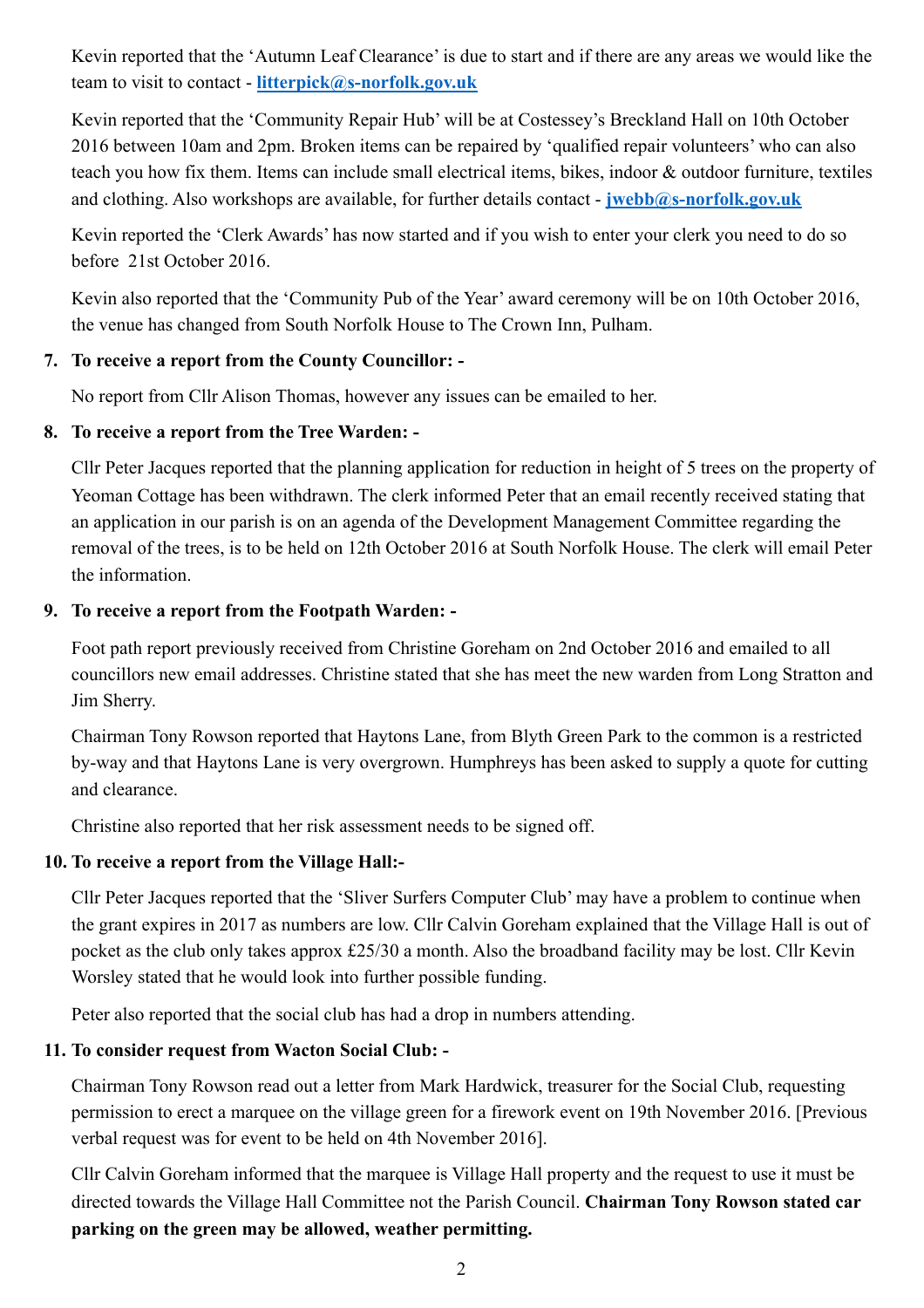Kevin reported that the 'Autumn Leaf Clearance' is due to start and if there are any areas we would like the team to visit to contact - **litterpick@s-norfolk.gov.uk**

Kevin reported that the 'Community Repair Hub' will be at Costessey's Breckland Hall on 10th October 2016 between 10am and 2pm. Broken items can be repaired by 'qualified repair volunteers' who can also teach you how fix them. Items can include small electrical items, bikes, indoor & outdoor furniture, textiles and clothing. Also workshops are available, for further details contact - **jwebb@s-norfolk.gov.uk**

Kevin reported the 'Clerk Awards' has now started and if you wish to enter your clerk you need to do so before 21st October 2016.

Kevin also reported that the 'Community Pub of the Year' award ceremony will be on 10th October 2016, the venue has changed from South Norfolk House to The Crown Inn, Pulham.

**7. To receive a report from the County Councillor: -**

No report from Cllr Alison Thomas, however any issues can be emailed to her.

**8. To receive a report from the Tree Warden: -**

Cllr Peter Jacques reported that the planning application for reduction in height of 5 trees on the property of Yeoman Cottage has been withdrawn. The clerk informed Peter that an email recently received stating that an application in our parish is on an agenda of the Development Management Committee regarding the removal of the trees, is to be held on 12th October 2016 at South Norfolk House. The clerk will email Peter the information.

**9. To receive a report from the Footpath Warden: -**

Foot path report previously received from Christine Goreham on 2nd October 2016 and emailed to all councillors new email addresses. Christine stated that she has meet the new warden from Long Stratton and Jim Sherry.

Chairman Tony Rowson reported that Haytons Lane, from Blyth Green Park to the common is a restricted by-way and that Haytons Lane is very overgrown. Humphreys has been asked to supply a quote for cutting and clearance.

Christine also reported that her risk assessment needs to be signed off.

**10. To receive a report from the Village Hall:-**

Cllr Peter Jacques reported that the 'Sliver Surfers Computer Club' may have a problem to continue when the grant expires in 2017 as numbers are low. Cllr Calvin Goreham explained that the Village Hall is out of pocket as the club only takes approx £25/30 a month. Also the broadband facility may be lost. Cllr Kevin Worsley stated that he would look into further possible funding.

Peter also reported that the social club has had a drop in numbers attending.

**11. To consider request from Wacton Social Club: -**

Chairman Tony Rowson read out a letter from Mark Hardwick, treasurer for the Social Club, requesting permission to erect a marquee on the village green for a firework event on 19th November 2016. [Previous verbal request was for event to be held on 4th November 2016].

Cllr Calvin Goreham informed that the marquee is Village Hall property and the request to use it must be directed towards the Village Hall Committee not the Parish Council. **Chairman Tony Rowson stated car parking on the green may be allowed, weather permitting.**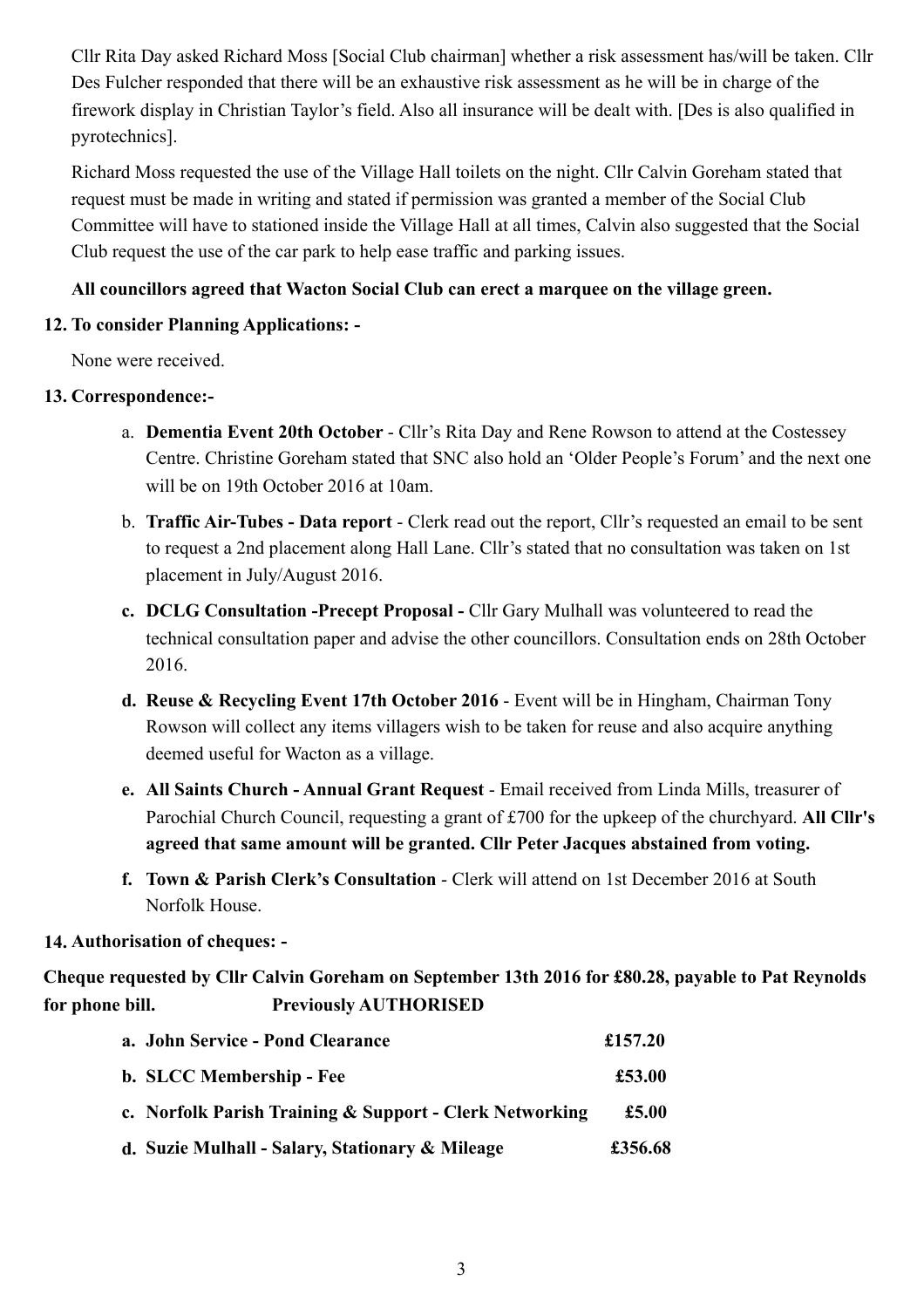Cllr Rita Day asked Richard Moss [Social Club chairman] whether a risk assessment has/will be taken. Cllr Des Fulcher responded that there will be an exhaustive risk assessment as he will be in charge of the firework display in Christian Taylor's field. Also all insurance will be dealt with. [Des is also qualified in pyrotechnics].

Richard Moss requested the use of the Village Hall toilets on the night. Cllr Calvin Goreham stated that request must be made in writing and stated if permission was granted a member of the Social Club Committee will have to stationed inside the Village Hall at all times, Calvin also suggested that the Social Club request the use of the car park to help ease traffic and parking issues.

**All councillors agreed that Wacton Social Club can erect a marquee on the village green.**

**12. To consider Planning Applications: -**

None were received.

**13. Correspondence:-**

a. **Dementia Event 20th October** - Cllr's Rita Day and Rene Rowson to attend at the Costessey Centre. Christine Goreham stated that SNC also hold an 'Older People's Forum' and the next one will be on 19th October 2016 at 10am.

b. **Traffic Air-Tubes - Data report** - Clerk read out the report, Cllr's requested an email to be sent to request a 2nd placement along Hall Lane. Cllr's stated that no consultation was taken on 1st placement in July/August 2016.

c. **DCLG Consultation -Precept Proposal -** Cllr Gary Mulhall was volunteered to read the technical consultation paper and advise the other councillors. Consultation ends on 28th October 2016.

d. **Reuse & Recycling Event 17th October 2016** - Event will be in Hingham, Chairman Tony Rowson will collect any items villagers wish to be taken for reuse and also acquire anything deemed useful for Wacton as a village.

e. **All Saints Church - Annual Grant Request** - Email received from Linda Mills, treasurer of Parochial Church Council, requesting a grant of £700 for the upkeep of the churchyard. **All Cllr's agreed that same amount will be granted. Cllr Peter Jacques abstained from voting.**

f. **Town & Parish Clerk's Consultation** - Clerk will attend on 1st December 2016 at South Norfolk House.

**14. Authorisation of cheques: -**

**Cheque requested by Cllr Calvin Goreham on September 13th 2016 for £80.28, payable to Pat Reynolds for phone bill. Previously AUTHORISED**

| | |
|---|---|
| **a. John Service - Pond Clearance** | **£157.20** |
| **b. SLCC Membership - Fee** | **£53.00** |
| **c. Norfolk Parish Training & Support - Clerk Networking** | **£5.00** |
| **d. Suzie Mulhall - Salary, Stationary & Mileage** | **£356.68** |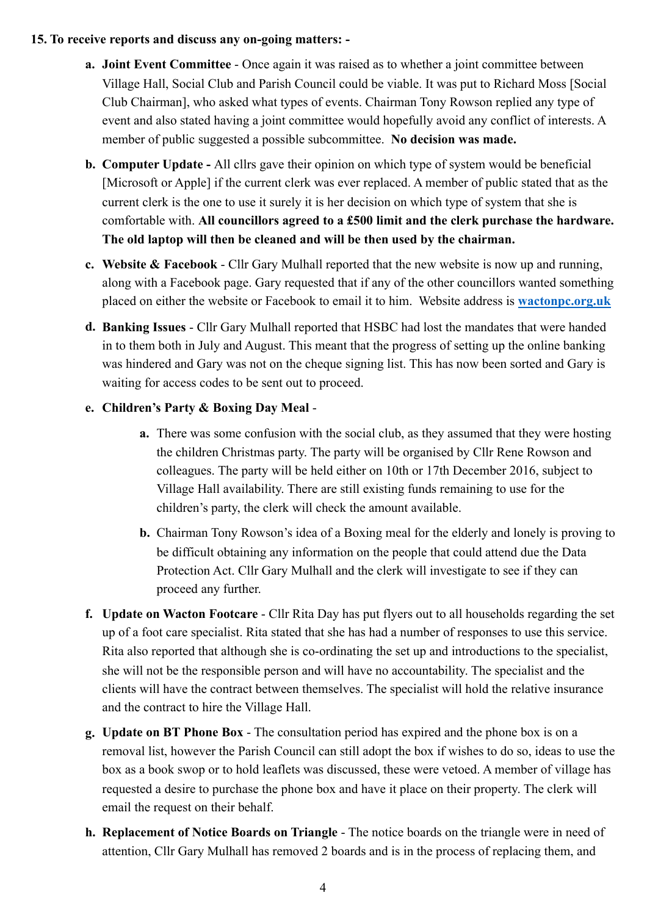**15. To receive reports and discuss any on-going matters: -**

a. **Joint Event Committee** - Once again it was raised as to whether a joint committee between Village Hall, Social Club and Parish Council could be viable. It was put to Richard Moss [Social Club Chairman], who asked what types of events. Chairman Tony Rowson replied any type of event and also stated having a joint committee would hopefully avoid any conflict of interests. A member of public suggested a possible subcommittee. **No decision was made.**

b. **Computer Update -** All cllrs gave their opinion on which type of system would be beneficial [Microsoft or Apple] if the current clerk was ever replaced. A member of public stated that as the current clerk is the one to use it surely it is her decision on which type of system that she is comfortable with. **All councillors agreed to a £500 limit and the clerk purchase the hardware. The old laptop will then be cleaned and will be then used by the chairman.**

c. **Website & Facebook** - Cllr Gary Mulhall reported that the new website is now up and running, along with a Facebook page. Gary requested that if any of the other councillors wanted something placed on either the website or Facebook to email it to him. Website address is **wactonpc.org.uk**

d. **Banking Issues** - Cllr Gary Mulhall reported that HSBC had lost the mandates that were handed in to them both in July and August. This meant that the progress of setting up the online banking was hindered and Gary was not on the cheque signing list. This has now been sorted and Gary is waiting for access codes to be sent out to proceed.

e. **Children's Party & Boxing Day Meal** -

    a. There was some confusion with the social club, as they assumed that they were hosting the children Christmas party. The party will be organised by Cllr Rene Rowson and colleagues. The party will be held either on 10th or 17th December 2016, subject to Village Hall availability. There are still existing funds remaining to use for the children's party, the clerk will check the amount available.

    b. Chairman Tony Rowson's idea of a Boxing meal for the elderly and lonely is proving to be difficult obtaining any information on the people that could attend due the Data Protection Act. Cllr Gary Mulhall and the clerk will investigate to see if they can proceed any further.

f. **Update on Wacton Footcare** - Cllr Rita Day has put flyers out to all households regarding the set up of a foot care specialist. Rita stated that she has had a number of responses to use this service. Rita also reported that although she is co-ordinating the set up and introductions to the specialist, she will not be the responsible person and will have no accountability. The specialist and the clients will have the contract between themselves. The specialist will hold the relative insurance and the contract to hire the Village Hall.

g. **Update on BT Phone Box** - The consultation period has expired and the phone box is on a removal list, however the Parish Council can still adopt the box if wishes to do so, ideas to use the box as a book swop or to hold leaflets was discussed, these were vetoed. A member of village has requested a desire to purchase the phone box and have it place on their property. The clerk will email the request on their behalf.

h. **Replacement of Notice Boards on Triangle** - The notice boards on the triangle were in need of attention, Cllr Gary Mulhall has removed 2 boards and is in the process of replacing them, and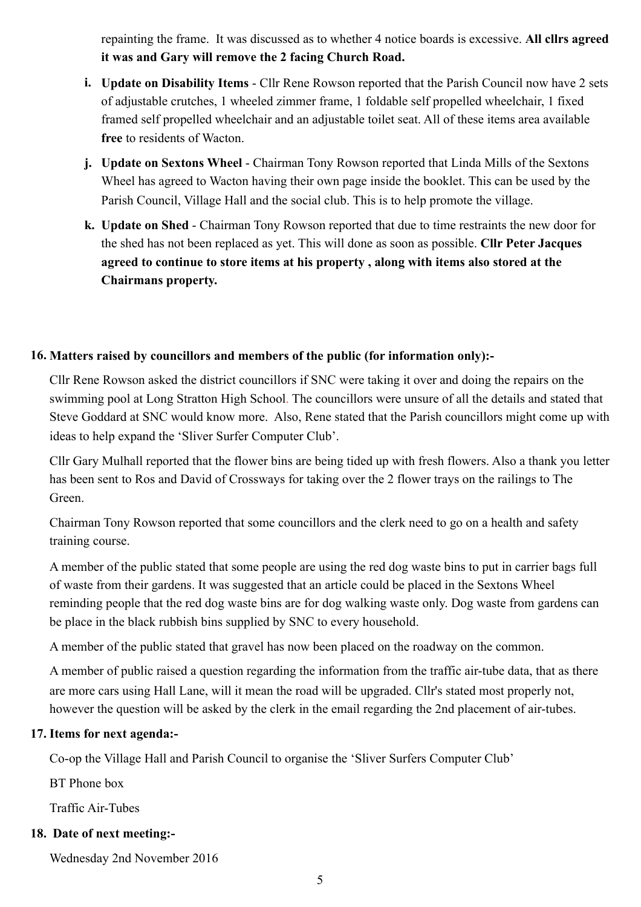repainting the frame. It was discussed as to whether 4 notice boards is excessive. **All cllrs agreed it was and Gary will remove the 2 facing Church Road.**

i. **Update on Disability Items** - Cllr Rene Rowson reported that the Parish Council now have 2 sets of adjustable crutches, 1 wheeled zimmer frame, 1 foldable self propelled wheelchair, 1 fixed framed self propelled wheelchair and an adjustable toilet seat. All of these items area available **free** to residents of Wacton.

j. **Update on Sextons Wheel** - Chairman Tony Rowson reported that Linda Mills of the Sextons Wheel has agreed to Wacton having their own page inside the booklet. This can be used by the Parish Council, Village Hall and the social club. This is to help promote the village.

k. **Update on Shed** - Chairman Tony Rowson reported that due to time restraints the new door for the shed has not been replaced as yet. This will done as soon as possible. **Cllr Peter Jacques agreed to continue to store items at his property , along with items also stored at the Chairmans property.**

## 16. Matters raised by councillors and members of the public (for information only):-

Cllr Rene Rowson asked the district councillors if SNC were taking it over and doing the repairs on the swimming pool at Long Stratton High School. The councillors were unsure of all the details and stated that Steve Goddard at SNC would know more. Also, Rene stated that the Parish councillors might come up with ideas to help expand the 'Sliver Surfer Computer Club'.

Cllr Gary Mulhall reported that the flower bins are being tided up with fresh flowers. Also a thank you letter has been sent to Ros and David of Crossways for taking over the 2 flower trays on the railings to The Green.

Chairman Tony Rowson reported that some councillors and the clerk need to go on a health and safety training course.

A member of the public stated that some people are using the red dog waste bins to put in carrier bags full of waste from their gardens. It was suggested that an article could be placed in the Sextons Wheel reminding people that the red dog waste bins are for dog walking waste only. Dog waste from gardens can be place in the black rubbish bins supplied by SNC to every household.

A member of the public stated that gravel has now been placed on the roadway on the common.

A member of public raised a question regarding the information from the traffic air-tube data, that as there are more cars using Hall Lane, will it mean the road will be upgraded. Cllr's stated most properly not, however the question will be asked by the clerk in the email regarding the 2nd placement of air-tubes.

## 17. Items for next agenda:-

Co-op the Village Hall and Parish Council to organise the 'Sliver Surfers Computer Club'

BT Phone box

Traffic Air-Tubes

## 18. Date of next meeting:-

Wednesday 2nd November 2016